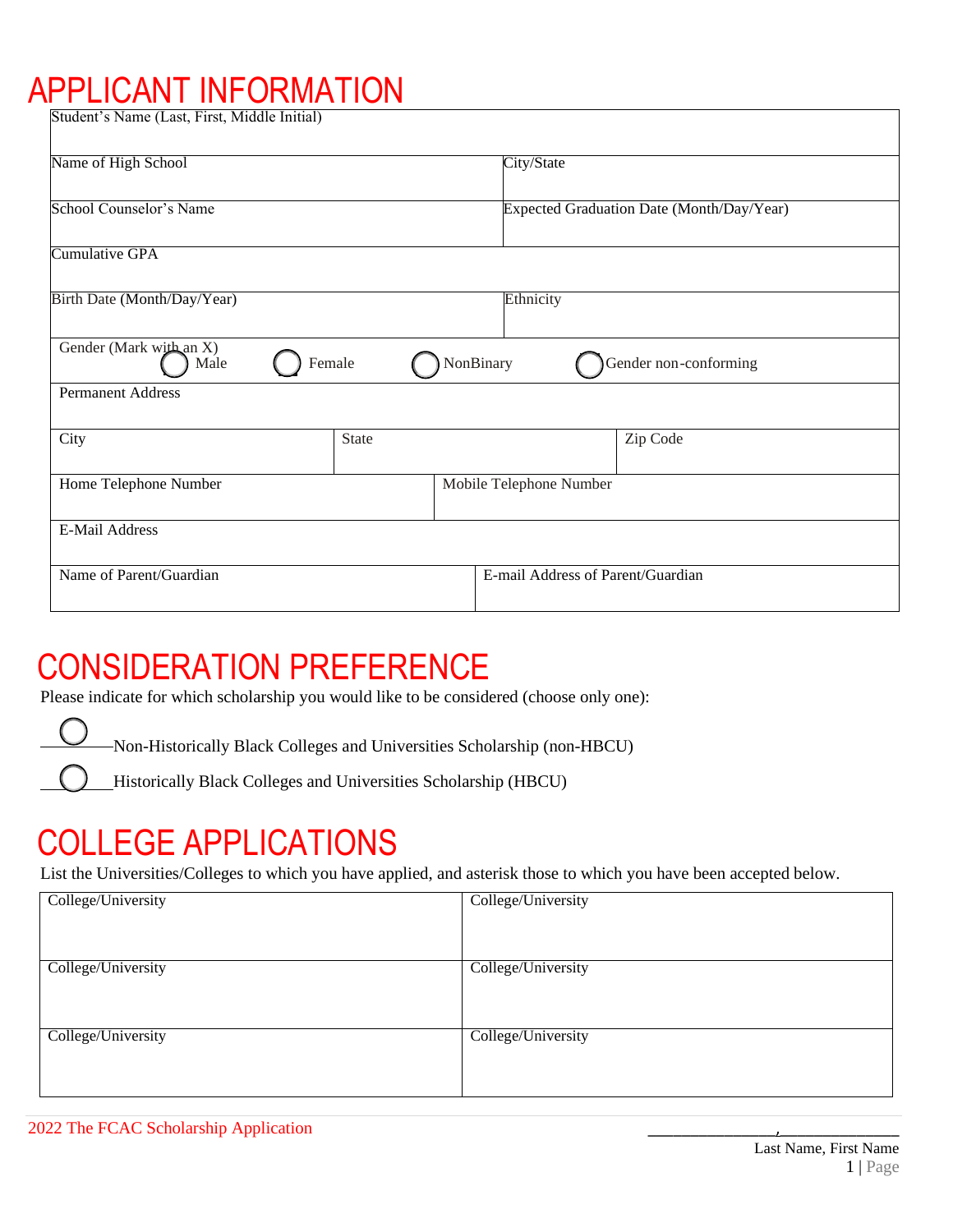# APPLICANT INFORMATION

| Student's Name (Last, First, Middle Initial) | |
|---|---|
| Name of High School | City/State |
| School Counselor's Name | Expected Graduation Date (Month/Day/Year) |
| Cumulative GPA | |
| Birth Date (Month/Day/Year) | Ethnicity |
| Gender (Mark with an X) ◯ Male ◯ Female ◯ NonBinary ◯ Gender non-conforming | |
| Permanent Address | |

| City | State | Zip Code |
|---|---|---|

| Home Telephone Number | Mobile Telephone Number |
|---|---|
| E-Mail Address | |
| Name of Parent/Guardian | E-mail Address of Parent/Guardian |

# CONSIDERATION PREFERENCE

Please indicate for which scholarship you would like to be considered (choose only one):

◯ Non-Historically Black Colleges and Universities Scholarship (non-HBCU)

◯ Historically Black Colleges and Universities Scholarship (HBCU)

# COLLEGE APPLICATIONS

List the Universities/Colleges to which you have applied, and asterisk those to which you have been accepted below.

| College/University | College/University |
|---|---|
| College/University | College/University |
| College/University | College/University |

2022 The FCAC Scholarship Application

_______________,______________
Last Name, First Name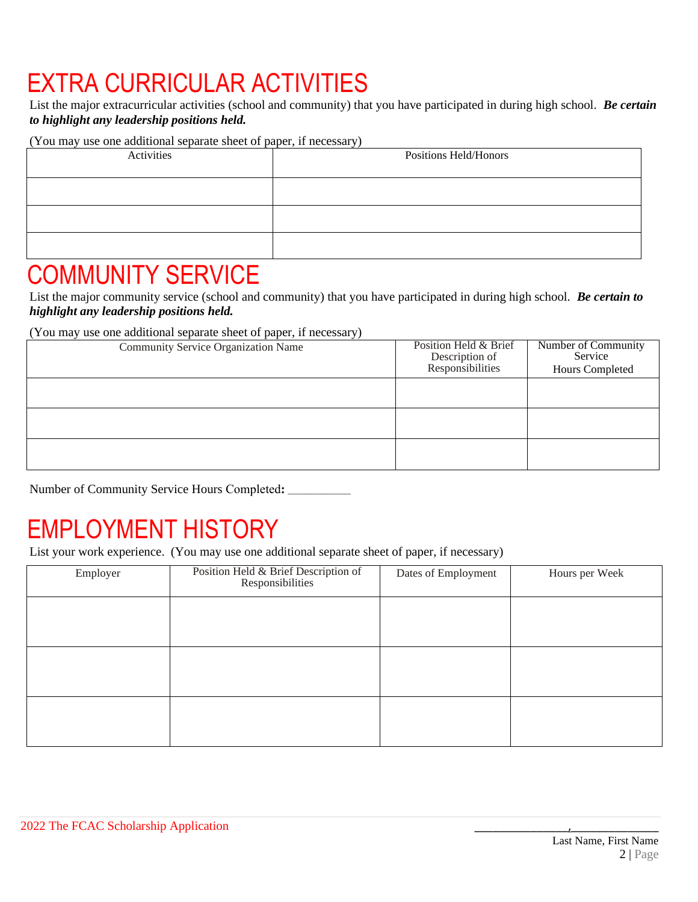# EXTRA CURRICULAR ACTIVITIES

List the major extracurricular activities (school and community) that you have participated in during high school. ***Be certain to highlight any leadership positions held.***

(You may use one additional separate sheet of paper, if necessary)

| Activities | Positions Held/Honors |
|---|---|
| | |
| | |
| | |

# COMMUNITY SERVICE

List the major community service (school and community) that you have participated in during high school. ***Be certain to highlight any leadership positions held.***

(You may use one additional separate sheet of paper, if necessary)

| Community Service Organization Name | Position Held & Brief Description of Responsibilities | Number of Community Service Hours Completed |
|---|---|---|
| | | |
| | | |
| | | |

Number of Community Service Hours Completed**:** __________

# EMPLOYMENT HISTORY

List your work experience. (You may use one additional separate sheet of paper, if necessary)

| Employer | Position Held & Brief Description of Responsibilities | Dates of Employment | Hours per Week |
|---|---|---|---|
| | | | |
| | | | |
| | | | |

_______________,______________

Last Name, First Name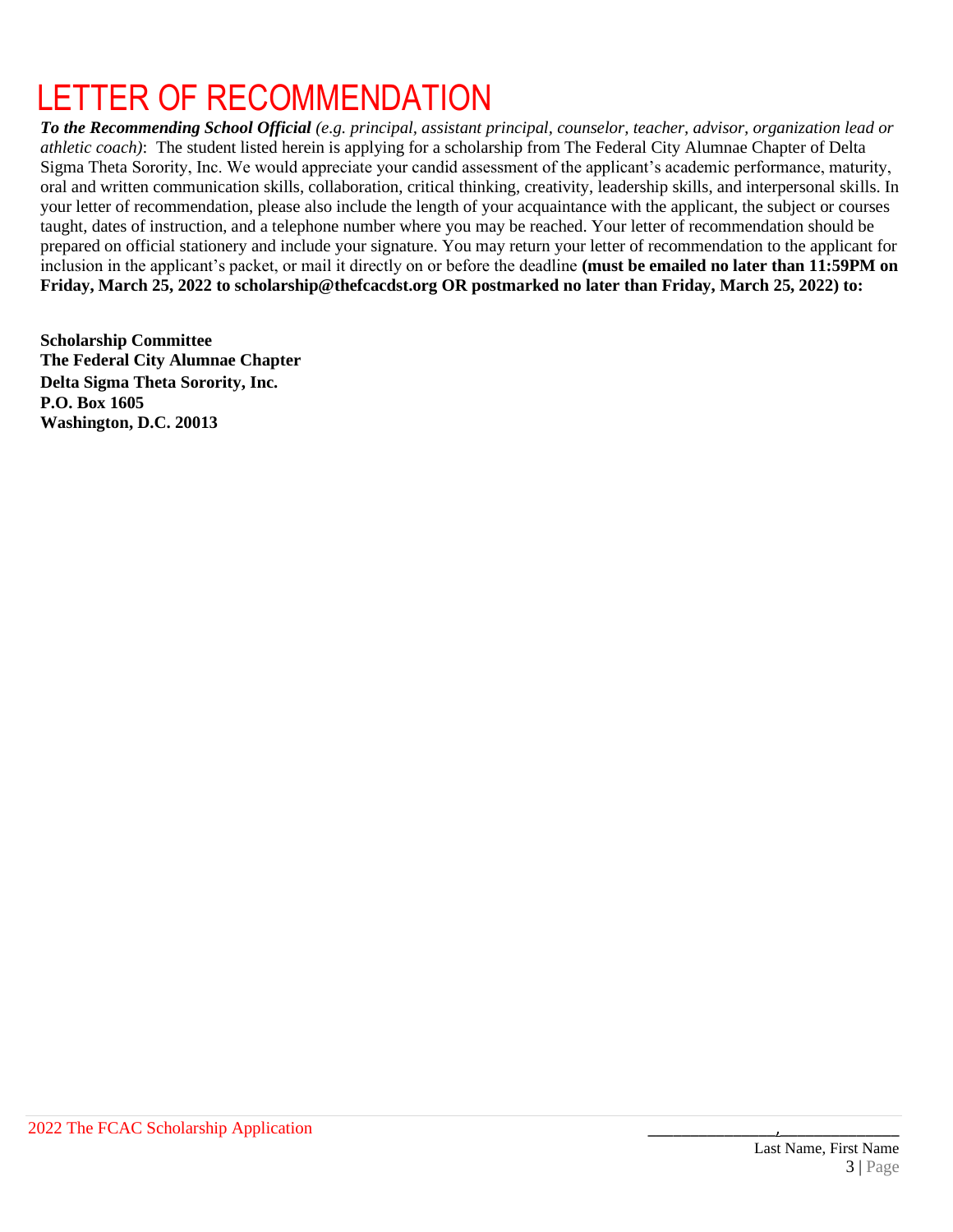# LETTER OF RECOMMENDATION

***To the Recommending School Official*** *(e.g. principal, assistant principal, counselor, teacher, advisor, organization lead or athletic coach)*: The student listed herein is applying for a scholarship from The Federal City Alumnae Chapter of Delta Sigma Theta Sorority, Inc. We would appreciate your candid assessment of the applicant's academic performance, maturity, oral and written communication skills, collaboration, critical thinking, creativity, leadership skills, and interpersonal skills. In your letter of recommendation, please also include the length of your acquaintance with the applicant, the subject or courses taught, dates of instruction, and a telephone number where you may be reached. Your letter of recommendation should be prepared on official stationery and include your signature. You may return your letter of recommendation to the applicant for inclusion in the applicant's packet, or mail it directly on or before the deadline **(must be emailed no later than 11:59PM on Friday, March 25, 2022 to scholarship@thefcacdst.org OR postmarked no later than Friday, March 25, 2022) to:**

**Scholarship Committee**
**The Federal City Alumnae Chapter**
**Delta Sigma Theta Sorority, Inc.**
**P.O. Box 1605**
**Washington, D.C. 20013**

_______________,_____________
Last Name, First Name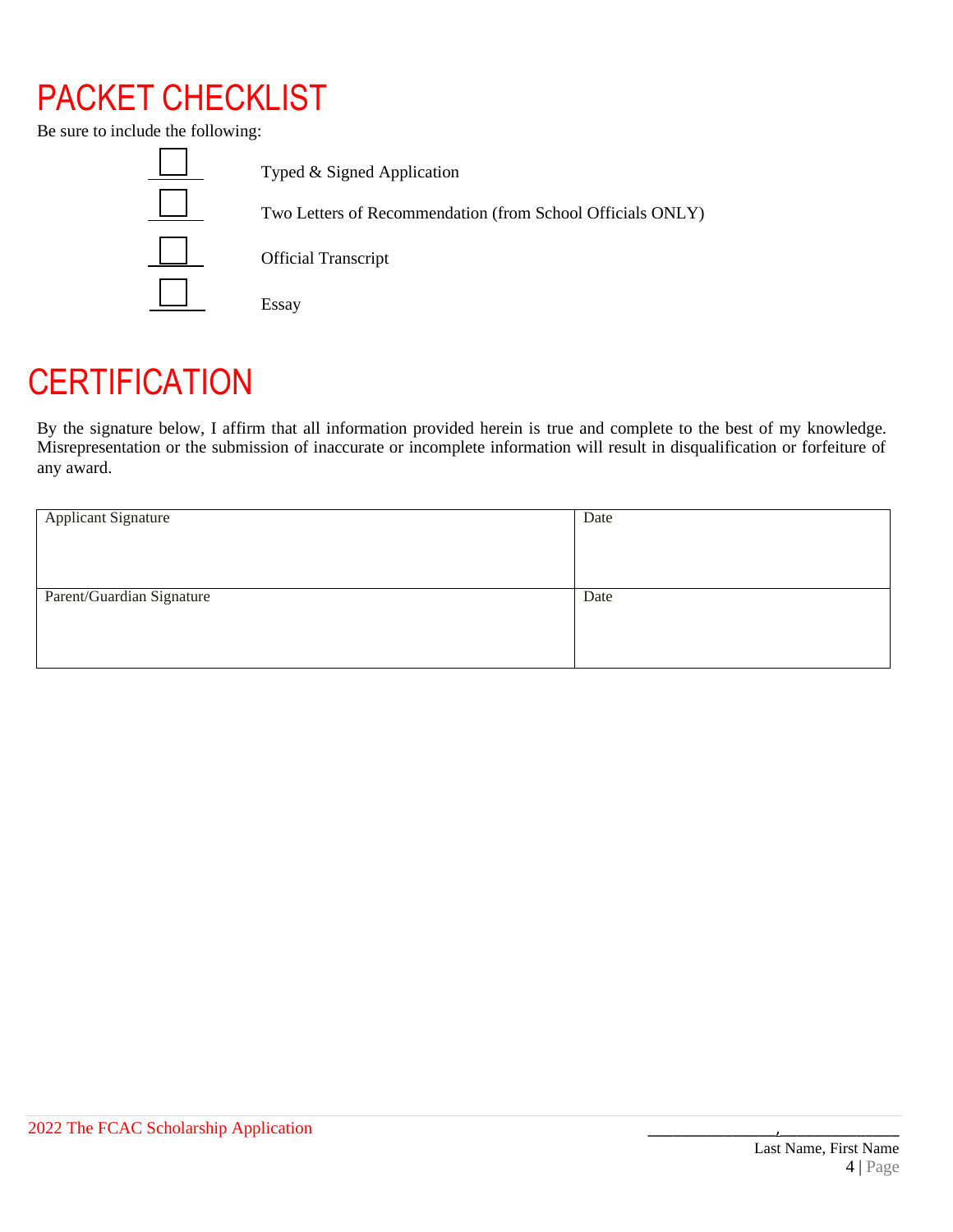# PACKET CHECKLIST

Be sure to include the following:

- [ ] Typed & Signed Application
- [ ] Two Letters of Recommendation (from School Officials ONLY)
- [ ] Official Transcript
- [ ] Essay

# CERTIFICATION

By the signature below, I affirm that all information provided herein is true and complete to the best of my knowledge. Misrepresentation or the submission of inaccurate or incomplete information will result in disqualification or forfeiture of any award.

| | |
|---|---|
| Applicant Signature | Date |
| Parent/Guardian Signature | Date |